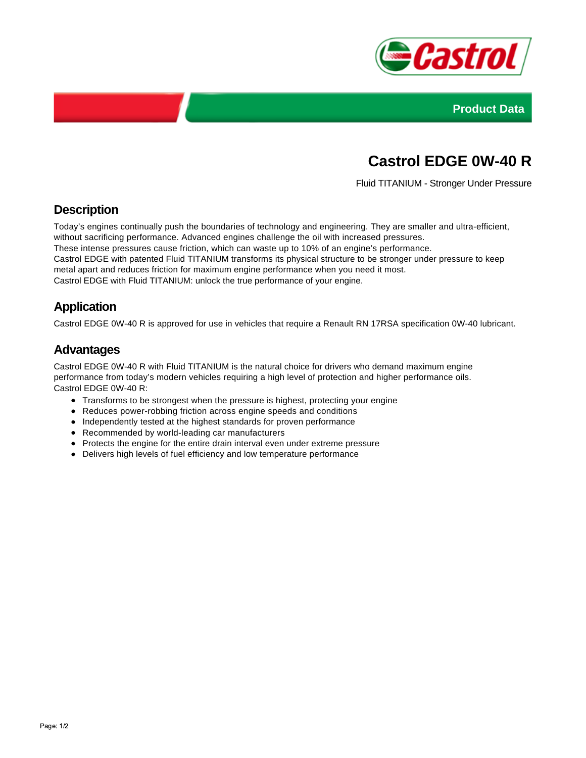Product Data

# Castrol EDGE 0W-40 R

Fluid TITANIUM - Stronger Under Pressure

## Description

Today's engines continually push the boundaries of technology and engineering. They are smaller and ultra-efficient, without sacrificing performance. Advanced engines challenge the oil with increased pressures.
These intense pressures cause friction, which can waste up to 10% of an engine's performance.
Castrol EDGE with patented Fluid TITANIUM transforms its physical structure to be stronger under pressure to keep metal apart and reduces friction for maximum engine performance when you need it most.
Castrol EDGE with Fluid TITANIUM: unlock the true performance of your engine.

## Application

Castrol EDGE 0W-40 R is approved for use in vehicles that require a Renault RN 17RSA specification 0W-40 lubricant.

## Advantages

Castrol EDGE 0W-40 R with Fluid TITANIUM is the natural choice for drivers who demand maximum engine performance from today's modern vehicles requiring a high level of protection and higher performance oils.
Castrol EDGE 0W-40 R:

- Transforms to be strongest when the pressure is highest, protecting your engine
- Reduces power-robbing friction across engine speeds and conditions
- Independently tested at the highest standards for proven performance
- Recommended by world-leading car manufacturers
- Protects the engine for the entire drain interval even under extreme pressure
- Delivers high levels of fuel efficiency and low temperature performance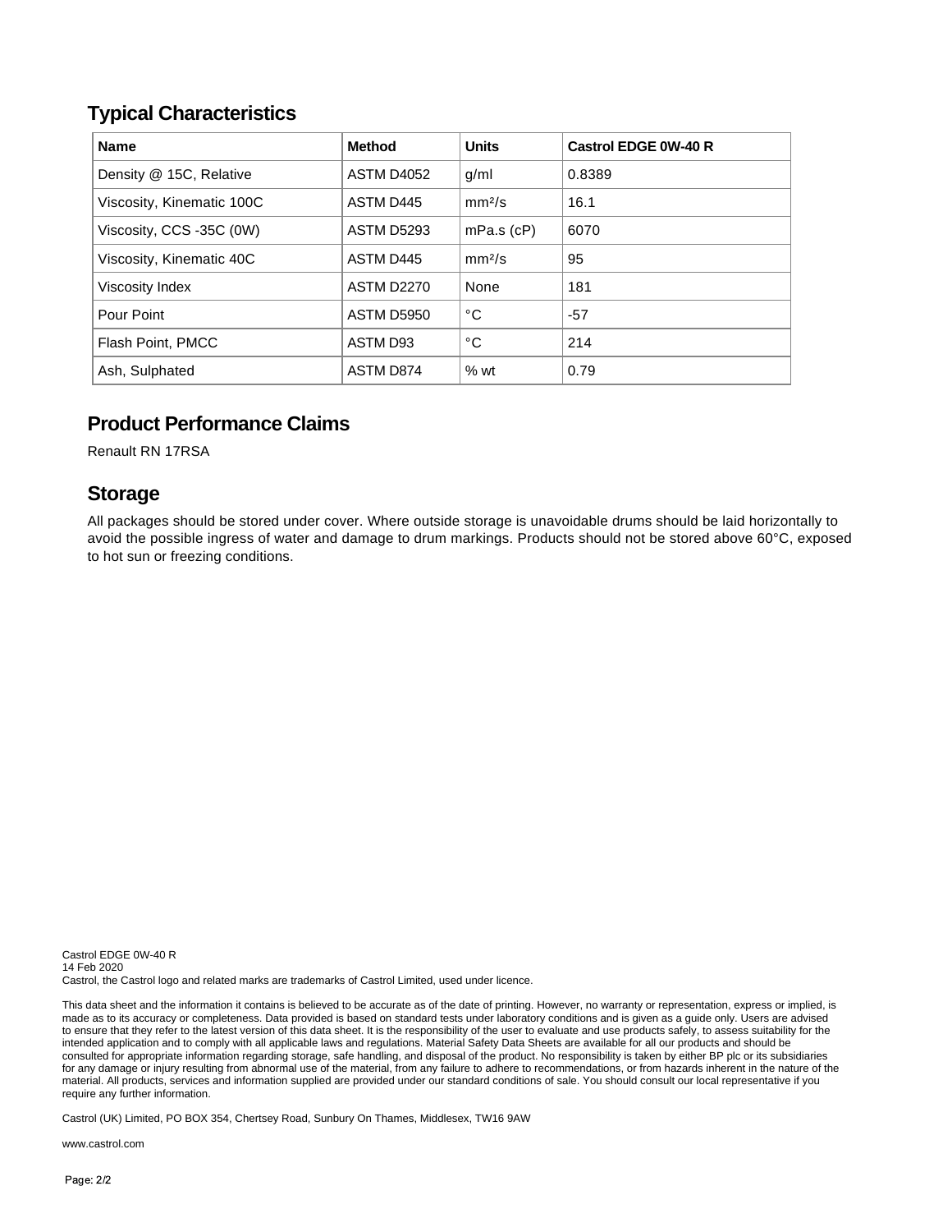## Typical Characteristics

| Name | Method | Units | Castrol EDGE 0W-40 R |
|---|---|---|---|
| Density @ 15C, Relative | ASTM D4052 | g/ml | 0.8389 |
| Viscosity, Kinematic 100C | ASTM D445 | $mm^2/s$ | 16.1 |
| Viscosity, CCS -35C (0W) | ASTM D5293 | mPa.s (cP) | 6070 |
| Viscosity, Kinematic 40C | ASTM D445 | $mm^2/s$ | 95 |
| Viscosity Index | ASTM D2270 | None | 181 |
| Pour Point | ASTM D5950 | °C | -57 |
| Flash Point, PMCC | ASTM D93 | °C | 214 |
| Ash, Sulphated | ASTM D874 | % wt | 0.79 |

## Product Performance Claims

Renault RN 17RSA

## Storage

All packages should be stored under cover. Where outside storage is unavoidable drums should be laid horizontally to avoid the possible ingress of water and damage to drum markings. Products should not be stored above 60°C, exposed to hot sun or freezing conditions.

Castrol EDGE 0W-40 R
14 Feb 2020
Castrol, the Castrol logo and related marks are trademarks of Castrol Limited, used under licence.

This data sheet and the information it contains is believed to be accurate as of the date of printing. However, no warranty or representation, express or implied, is made as to its accuracy or completeness. Data provided is based on standard tests under laboratory conditions and is given as a guide only. Users are advised to ensure that they refer to the latest version of this data sheet. It is the responsibility of the user to evaluate and use products safely, to assess suitability for the intended application and to comply with all applicable laws and regulations. Material Safety Data Sheets are available for all our products and should be consulted for appropriate information regarding storage, safe handling, and disposal of the product. No responsibility is taken by either BP plc or its subsidiaries for any damage or injury resulting from abnormal use of the material, from any failure to adhere to recommendations, or from hazards inherent in the nature of the material. All products, services and information supplied are provided under our standard conditions of sale. You should consult our local representative if you require any further information.

Castrol (UK) Limited, PO BOX 354, Chertsey Road, Sunbury On Thames, Middlesex, TW16 9AW

www.castrol.com